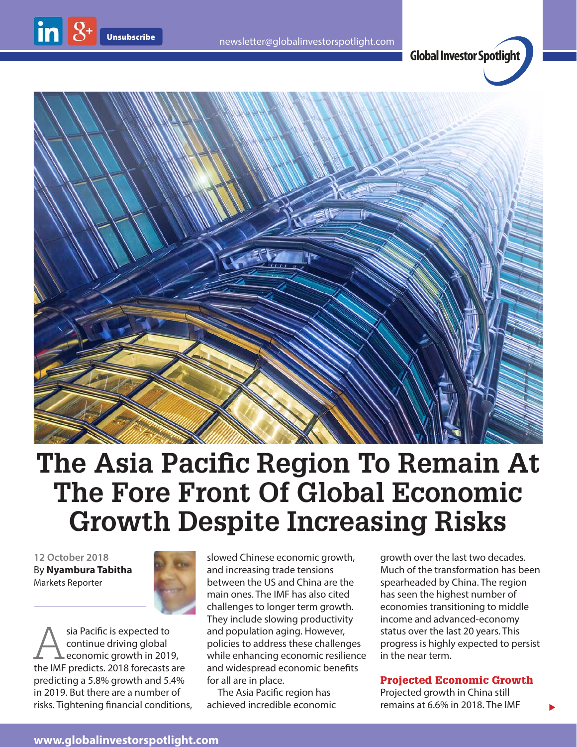# The Asia Pacific Region To Remain At The Fore Front Of Global Economic Growth Despite Increasing Risks

12 October 2018
By **Nyambura Tabitha**
Markets Reporter

Asia Pacific is expected to continue driving global economic growth in 2019, the IMF predicts. 2018 forecasts are predicting a 5.8% growth and 5.4% in 2019. But there are a number of risks. Tightening financial conditions, slowed Chinese economic growth, and increasing trade tensions between the US and China are the main ones. The IMF has also cited challenges to longer term growth. They include slowing productivity and population aging. However, policies to address these challenges while enhancing economic resilience and widespread economic benefits for all are in place.

The Asia Pacific region has achieved incredible economic growth over the last two decades. Much of the transformation has been spearheaded by China. The region has seen the highest number of economies transitioning to middle income and advanced-economy status over the last 20 years. This progress is highly expected to persist in the near term.

## Projected Economic Growth

Projected growth in China still remains at 6.6% in 2018. The IMF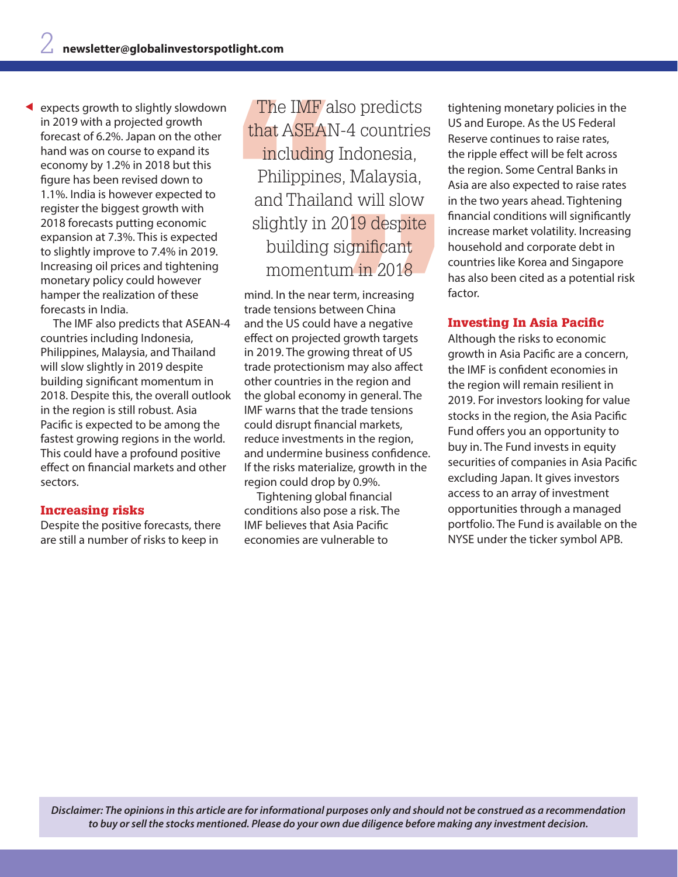expects growth to slightly slowdown in 2019 with a projected growth forecast of 6.2%. Japan on the other hand was on course to expand its economy by 1.2% in 2018 but this figure has been revised down to 1.1%. India is however expected to register the biggest growth with 2018 forecasts putting economic expansion at 7.3%. This is expected to slightly improve to 7.4% in 2019. Increasing oil prices and tightening monetary policy could however hamper the realization of these forecasts in India.

The IMF also predicts that ASEAN-4 countries including Indonesia, Philippines, Malaysia, and Thailand will slow slightly in 2019 despite building significant momentum in 2018. Despite this, the overall outlook in the region is still robust. Asia Pacific is expected to be among the fastest growing regions in the world. This could have a profound positive effect on financial markets and other sectors.

> The IMF also predicts that ASEAN-4 countries including Indonesia, Philippines, Malaysia, and Thailand will slow slightly in 2019 despite building significant momentum in 2018

## Increasing risks

Despite the positive forecasts, there are still a number of risks to keep in mind. In the near term, increasing trade tensions between China and the US could have a negative effect on projected growth targets in 2019. The growing threat of US trade protectionism may also affect other countries in the region and the global economy in general. The IMF warns that the trade tensions could disrupt financial markets, reduce investments in the region, and undermine business confidence. If the risks materialize, growth in the region could drop by 0.9%.

Tightening global financial conditions also pose a risk. The IMF believes that Asia Pacific economies are vulnerable to tightening monetary policies in the US and Europe. As the US Federal Reserve continues to raise rates, the ripple effect will be felt across the region. Some Central Banks in Asia are also expected to raise rates in the two years ahead. Tightening financial conditions will significantly increase market volatility. Increasing household and corporate debt in countries like Korea and Singapore has also been cited as a potential risk factor.

## Investing In Asia Pacific

Although the risks to economic growth in Asia Pacific are a concern, the IMF is confident economies in the region will remain resilient in 2019. For investors looking for value stocks in the region, the Asia Pacific Fund offers you an opportunity to buy in. The Fund invests in equity securities of companies in Asia Pacific excluding Japan. It gives investors access to an array of investment opportunities through a managed portfolio. The Fund is available on the NYSE under the ticker symbol APB.

***Disclaimer: The opinions in this article are for informational purposes only and should not be construed as a recommendation to buy or sell the stocks mentioned. Please do your own due diligence before making any investment decision.***